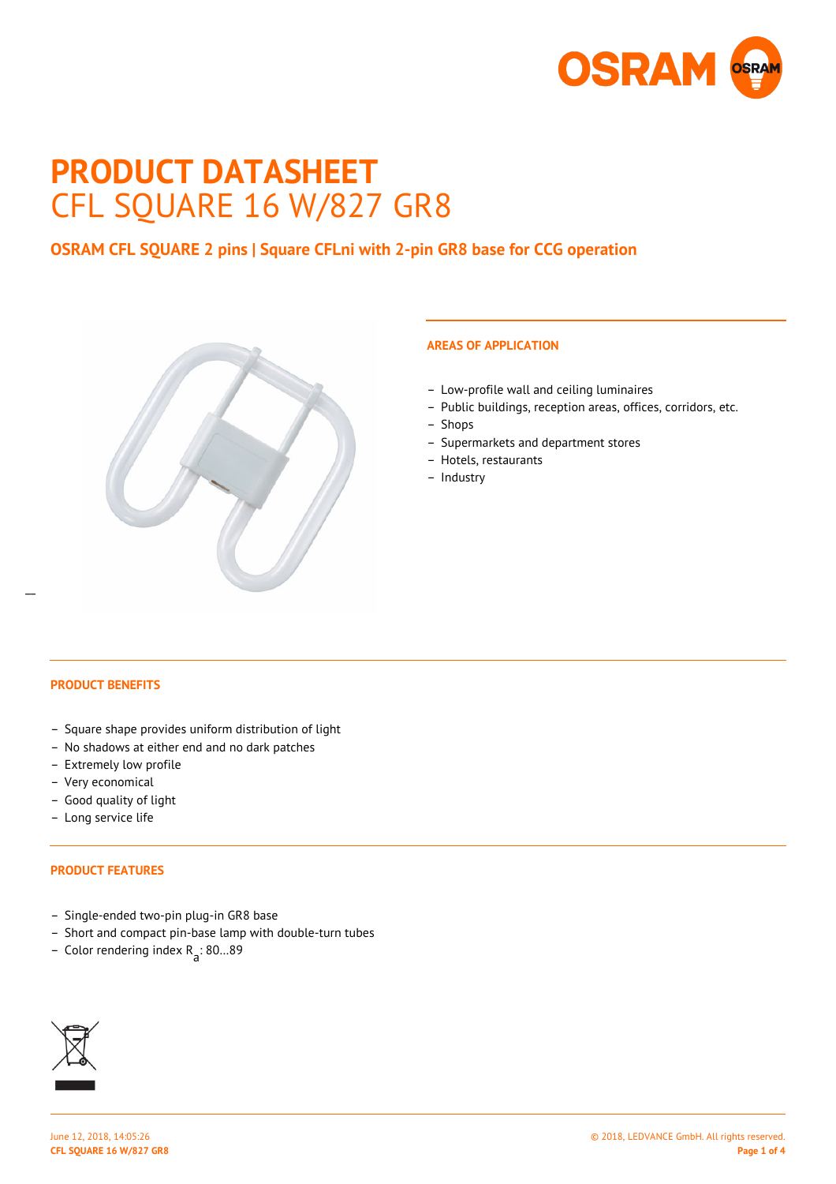# PRODUCT DATASHEET

CFL SQUARE 16 W/827 GR8

## OSRAM CFL SQUARE 2 pins | Square CFLni with 2-pin GR8 base for CCG operation

### AREAS OF APPLICATION

- Low-profile wall and ceiling luminaires
- Public buildings, reception areas, offices, corridors, etc.
- Shops
- Supermarkets and department stores
- Hotels, restaurants
- Industry

### PRODUCT BENEFITS

- Square shape provides uniform distribution of light
- No shadows at either end and no dark patches
- Extremely low profile
- Very economical
- Good quality of light
- Long service life

### PRODUCT FEATURES

- Single-ended two-pin plug-in GR8 base
- Short and compact pin-base lamp with double-turn tubes
- Color rendering index $R_a$: 80…89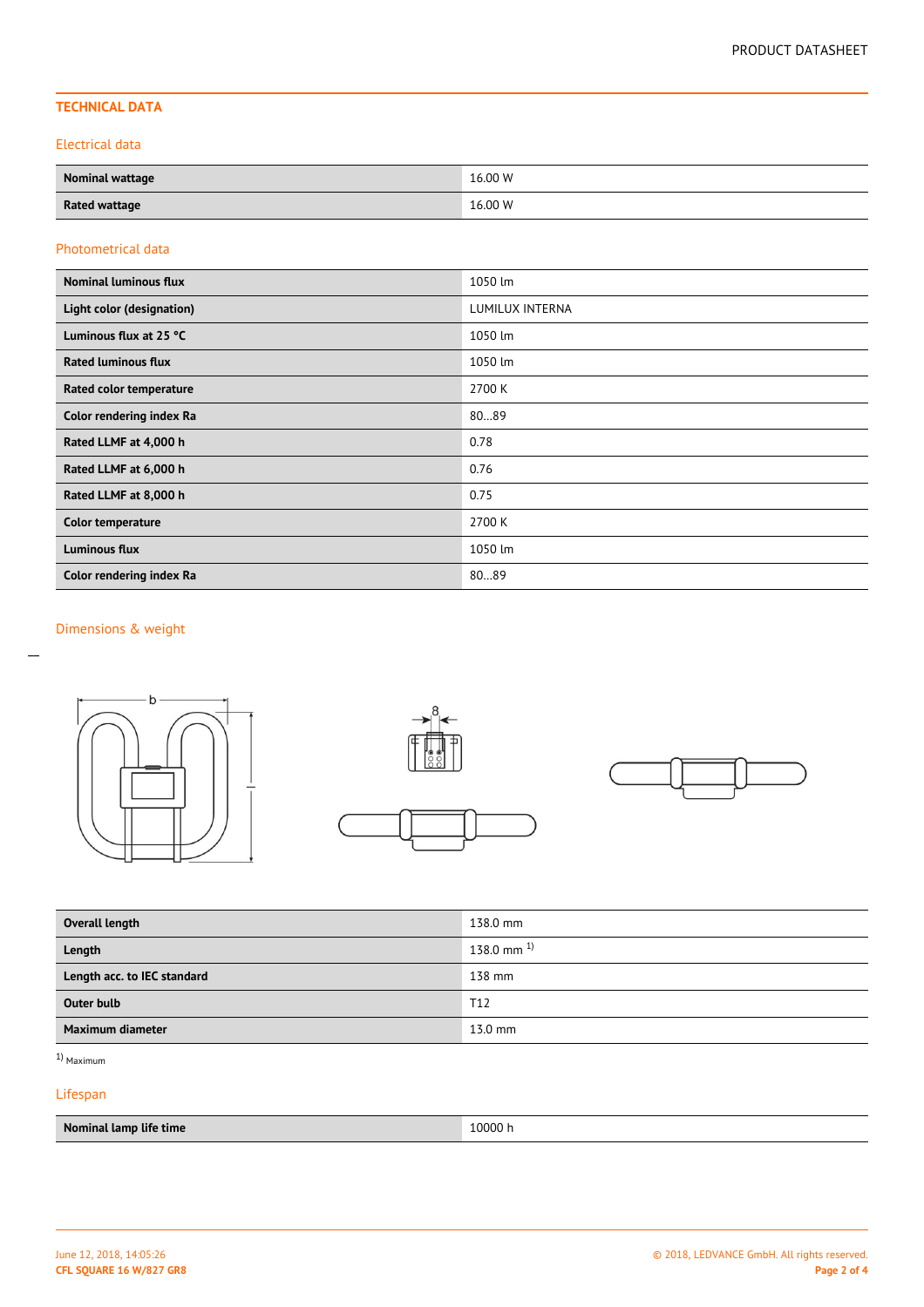## TECHNICAL DATA

### Electrical data

| | |
|---|---|
| **Nominal wattage** | 16.00 W |
| **Rated wattage** | 16.00 W |

### Photometrical data

| | |
|---|---|
| **Nominal luminous flux** | 1050 lm |
| **Light color (designation)** | LUMILUX INTERNA |
| **Luminous flux at 25 °C** | 1050 lm |
| **Rated luminous flux** | 1050 lm |
| **Rated color temperature** | 2700 K |
| **Color rendering index Ra** | 80…89 |
| **Rated LLMF at 4,000 h** | 0.78 |
| **Rated LLMF at 6,000 h** | 0.76 |
| **Rated LLMF at 8,000 h** | 0.75 |
| **Color temperature** | 2700 K |
| **Luminous flux** | 1050 lm |
| **Color rendering index Ra** | 80…89 |

### Dimensions & weight

| | |
|---|---|
| **Overall length** | 138.0 mm |
| **Length** | 138.0 mm [1] |
| **Length acc. to IEC standard** | 138 mm |
| **Outer bulb** | T12 |
| **Maximum diameter** | 13.0 mm |

[1] Maximum

### Lifespan

| | |
|---|---|
| **Nominal lamp life time** | 10000 h |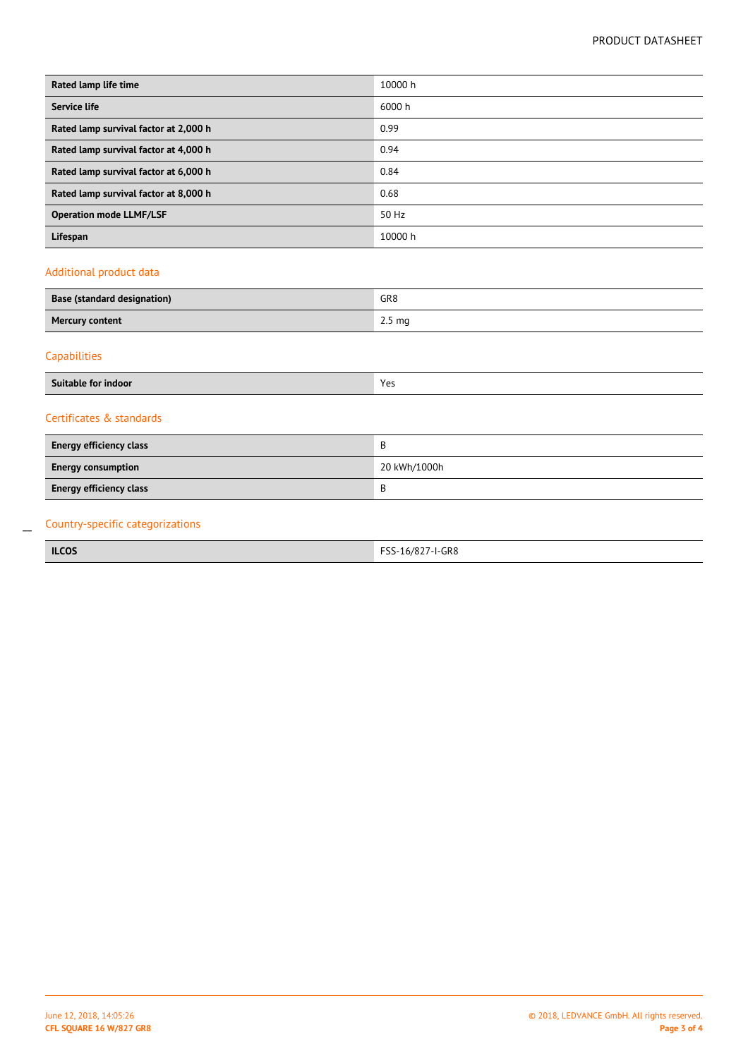| Rated lamp life time | 10000 h |
| --- | --- |
| Service life | 6000 h |
| Rated lamp survival factor at 2,000 h | 0.99 |
| Rated lamp survival factor at 4,000 h | 0.94 |
| Rated lamp survival factor at 6,000 h | 0.84 |
| Rated lamp survival factor at 8,000 h | 0.68 |
| Operation mode LLMF/LSF | 50 Hz |
| Lifespan | 10000 h |

## Additional product data

| Base (standard designation) | GR8 |
| --- | --- |
| Mercury content | 2.5 mg |

## Capabilities

| Suitable for indoor | Yes |
| --- | --- |

## Certificates & standards

| Energy efficiency class | B |
| --- | --- |
| Energy consumption | 20 kWh/1000h |
| Energy efficiency class | B |

## Country-specific categorizations

| ILCOS | FSS-16/827-I-GR8 |
| --- | --- |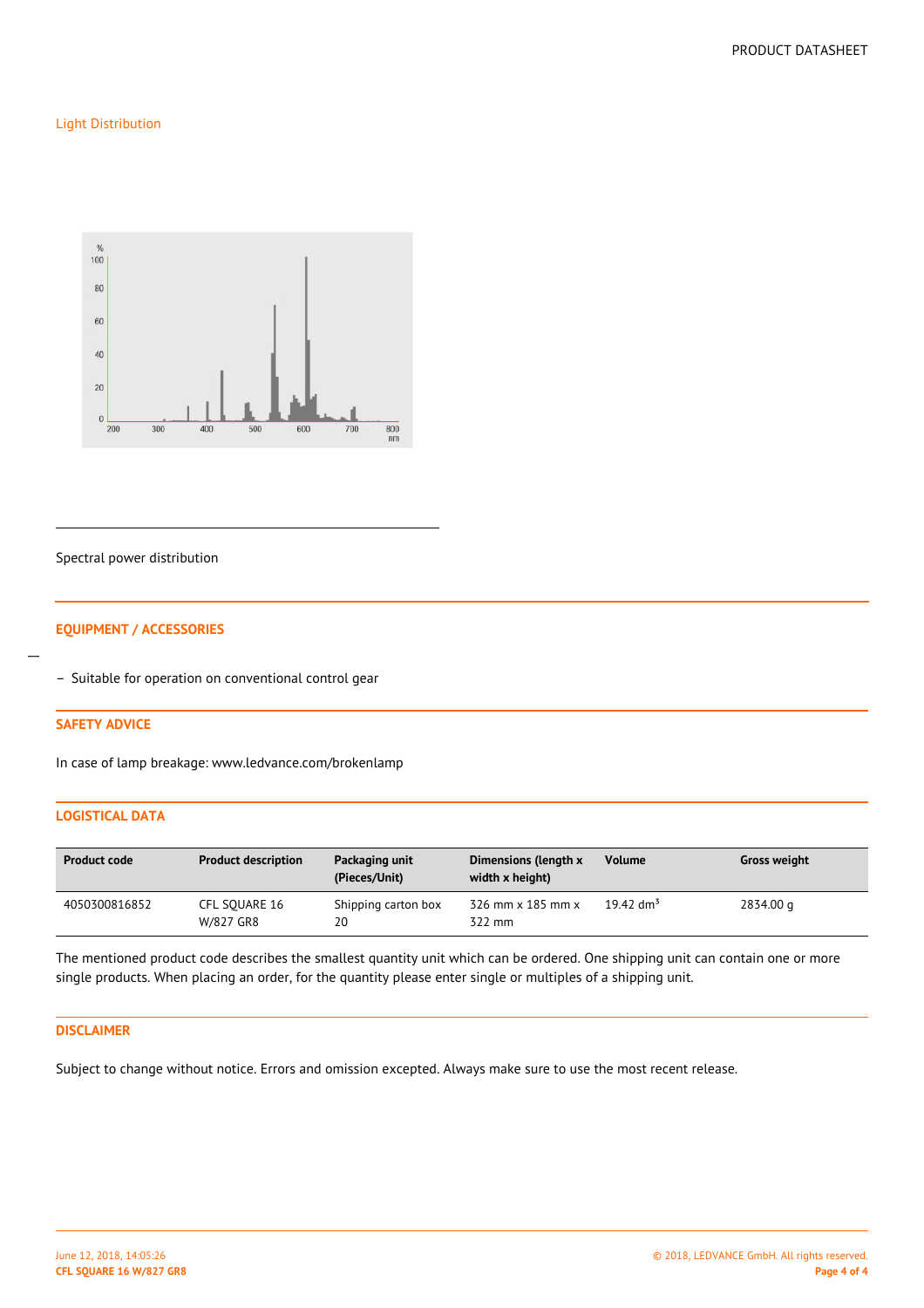## Light Distribution

%
100
80
60
40
20
0
200
300
400
500
600
700
800
nm

Spectral power distribution

## EQUIPMENT / ACCESSORIES

- Suitable for operation on conventional control gear

## SAFETY ADVICE

In case of lamp breakage: www.ledvance.com/brokenlamp

## LOGISTICAL DATA

| Product code | Product description | Packaging unit (Pieces/Unit) | Dimensions (length x width x height) | Volume | Gross weight |
|---|---|---|---|---|---|
| 4050300816852 | CFL SQUARE 16 W/827 GR8 | Shipping carton box 20 | 326 mm x 185 mm x 322 mm | 19.42 $dm^3$ | 2834.00 g |

The mentioned product code describes the smallest quantity unit which can be ordered. One shipping unit can contain one or more single products. When placing an order, for the quantity please enter single or multiples of a shipping unit.

## DISCLAIMER

Subject to change without notice. Errors and omission excepted. Always make sure to use the most recent release.